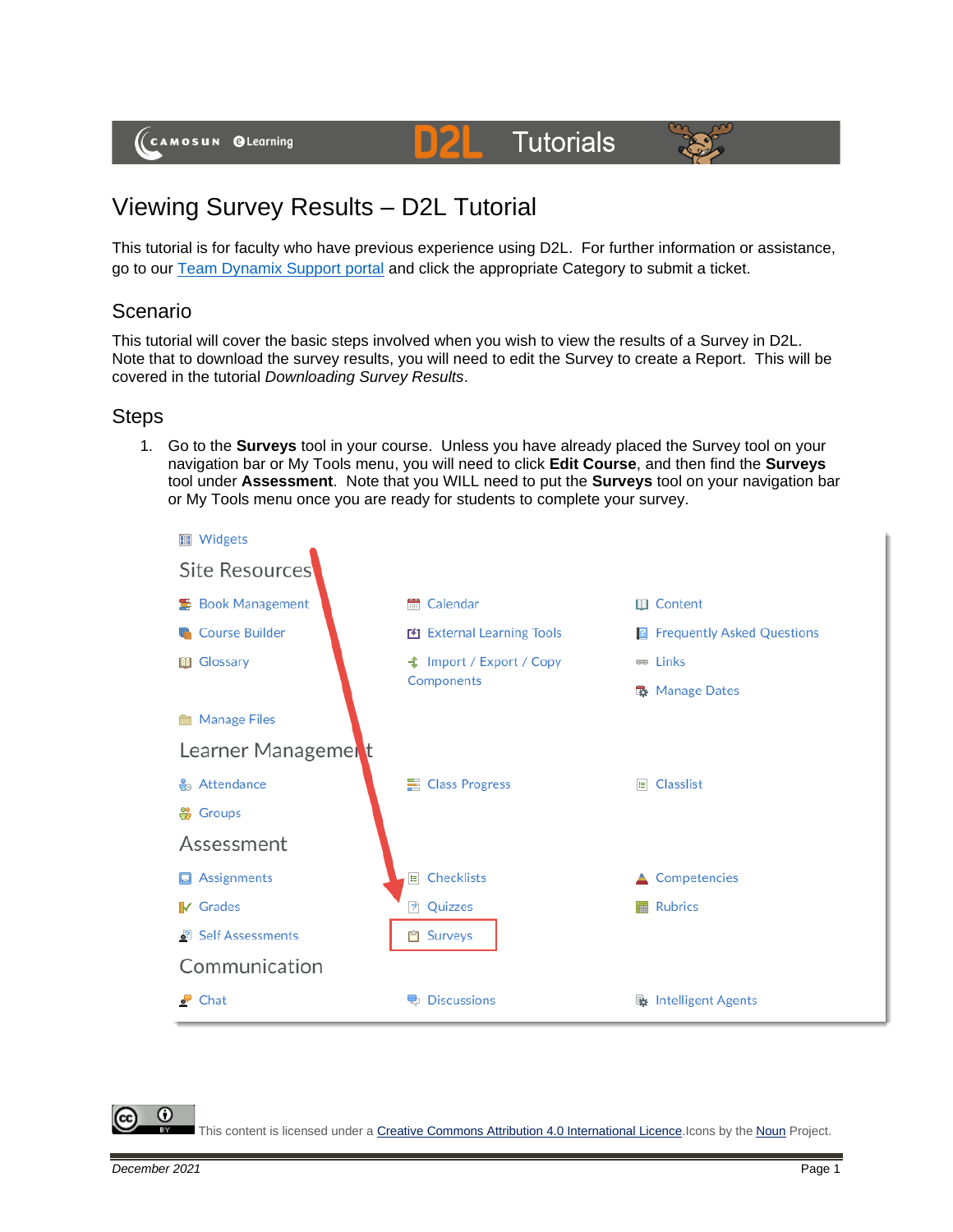# Viewing Survey Results – D2L Tutorial

This tutorial is for faculty who have previous experience using D2L. For further information or assistance, go to our [Team Dynamix Support portal]() and click the appropriate Category to submit a ticket.

## Scenario

This tutorial will cover the basic steps involved when you wish to view the results of a Survey in D2L. Note that to download the survey results, you will need to edit the Survey to create a Report. This will be covered in the tutorial *Downloading Survey Results*.

## Steps

1. Go to the **Surveys** tool in your course. Unless you have already placed the Survey tool on your navigation bar or My Tools menu, you will need to click **Edit Course**, and then find the **Surveys** tool under **Assessment**. Note that you WILL need to put the **Surveys** tool on your navigation bar or My Tools menu once you are ready for students to complete your survey.

This content is licensed under a Creative Commons Attribution 4.0 International Licence. Icons by the Noun Project.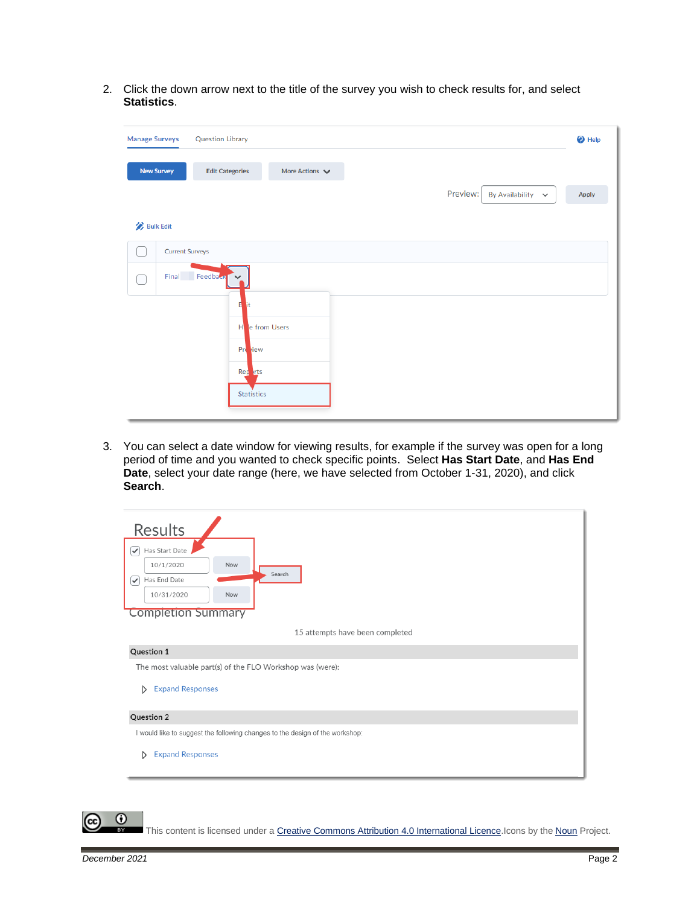2. Click the down arrow next to the title of the survey you wish to check results for, and select **Statistics**.

3. You can select a date window for viewing results, for example if the survey was open for a long period of time and you wanted to check specific points. Select **Has Start Date**, and **Has End Date**, select your date range (here, we have selected from October 1-31, 2020), and click **Search**.

This content is licensed under a Creative Commons Attribution 4.0 International Licence. Icons by the Noun Project.

December 2021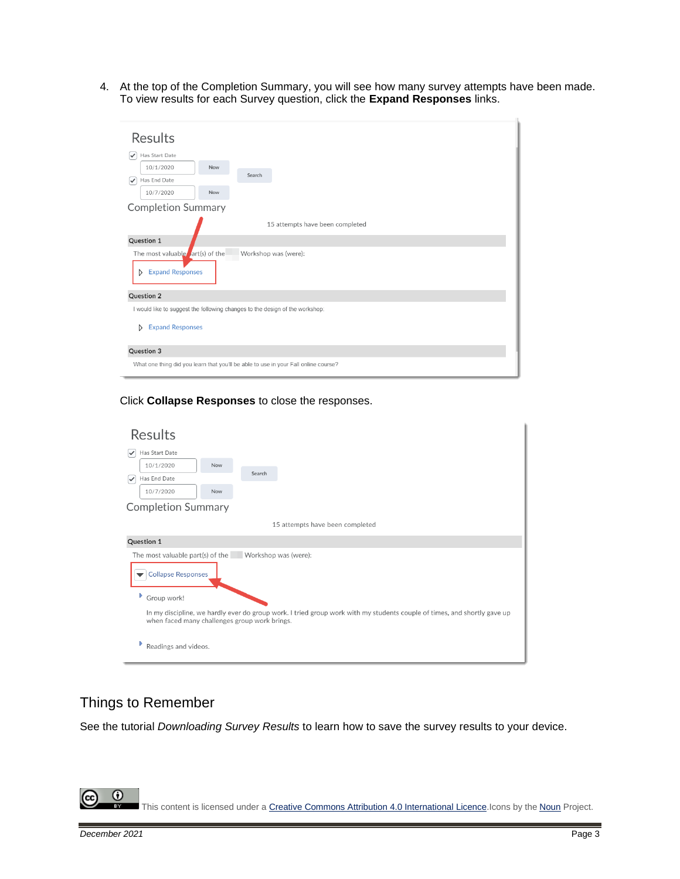4. At the top of the Completion Summary, you will see how many survey attempts have been made. To view results for each Survey question, click the **Expand Responses** links.

Click **Collapse Responses** to close the responses.

## Things to Remember

See the tutorial *Downloading Survey Results* to learn how to save the survey results to your device.

This content is licensed under a Creative Commons Attribution 4.0 International Licence. Icons by the Noun Project.

December 2021